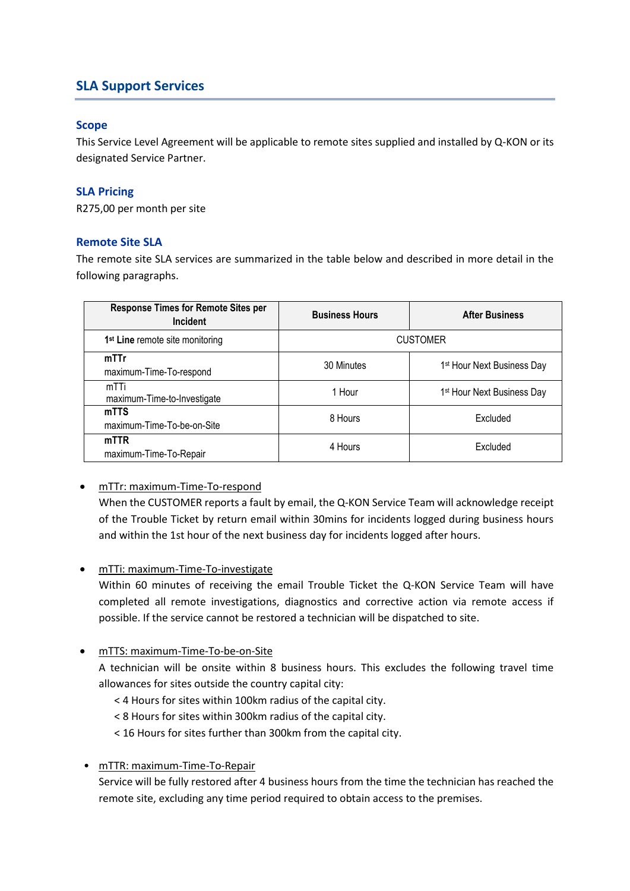## SLA Support Services

### Scope

This Service Level Agreement will be applicable to remote sites supplied and installed by Q-KON or its designated Service Partner.

### SLA Pricing

R275,00 per month per site

### Remote Site SLA

The remote site SLA services are summarized in the table below and described in more detail in the following paragraphs.

| Response Times for Remote Sites per Incident | Business Hours | After Business |
|---|---|---|
| **1st Line** remote site monitoring | CUSTOMER | |
| **mTTr** maximum-Time-To-respond | 30 Minutes | 1st Hour Next Business Day |
| mTTi maximum-Time-to-Investigate | 1 Hour | 1st Hour Next Business Day |
| **mTTS** maximum-Time-To-be-on-Site | 8 Hours | Excluded |
| **mTTR** maximum-Time-To-Repair | 4 Hours | Excluded |

- mTTr: maximum-Time-To-respond
  When the CUSTOMER reports a fault by email, the Q-KON Service Team will acknowledge receipt of the Trouble Ticket by return email within 30mins for incidents logged during business hours and within the 1st hour of the next business day for incidents logged after hours.

- mTTi: maximum-Time-To-investigate
  Within 60 minutes of receiving the email Trouble Ticket the Q-KON Service Team will have completed all remote investigations, diagnostics and corrective action via remote access if possible. If the service cannot be restored a technician will be dispatched to site.

- mTTS: maximum-Time-To-be-on-Site
  A technician will be onsite within 8 business hours. This excludes the following travel time allowances for sites outside the country capital city:
  < 4 Hours for sites within 100km radius of the capital city.
  < 8 Hours for sites within 300km radius of the capital city.
  < 16 Hours for sites further than 300km from the capital city.

- mTTR: maximum-Time-To-Repair
  Service will be fully restored after 4 business hours from the time the technician has reached the remote site, excluding any time period required to obtain access to the premises.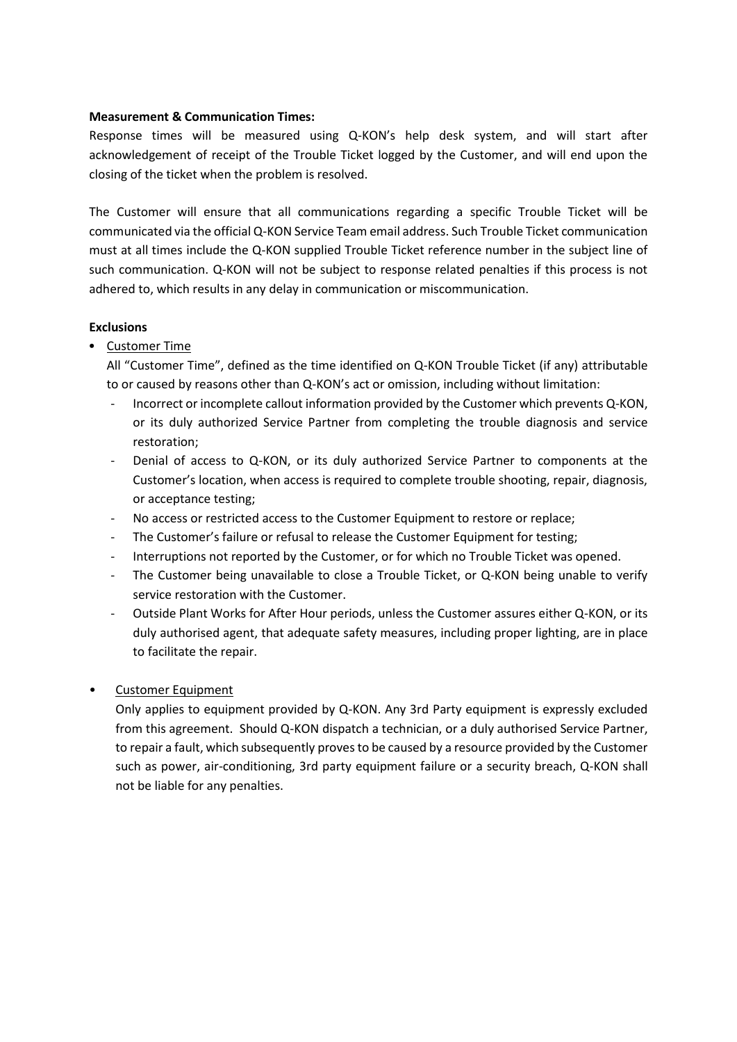**Measurement & Communication Times:**

Response times will be measured using Q-KON's help desk system, and will start after acknowledgement of receipt of the Trouble Ticket logged by the Customer, and will end upon the closing of the ticket when the problem is resolved.

The Customer will ensure that all communications regarding a specific Trouble Ticket will be communicated via the official Q-KON Service Team email address. Such Trouble Ticket communication must at all times include the Q-KON supplied Trouble Ticket reference number in the subject line of such communication. Q-KON will not be subject to response related penalties if this process is not adhered to, which results in any delay in communication or miscommunication.

**Exclusions**

- Customer Time

  All "Customer Time", defined as the time identified on Q-KON Trouble Ticket (if any) attributable to or caused by reasons other than Q-KON's act or omission, including without limitation:

  - Incorrect or incomplete callout information provided by the Customer which prevents Q-KON, or its duly authorized Service Partner from completing the trouble diagnosis and service restoration;
  - Denial of access to Q-KON, or its duly authorized Service Partner to components at the Customer's location, when access is required to complete trouble shooting, repair, diagnosis, or acceptance testing;
  - No access or restricted access to the Customer Equipment to restore or replace;
  - The Customer's failure or refusal to release the Customer Equipment for testing;
  - Interruptions not reported by the Customer, or for which no Trouble Ticket was opened.
  - The Customer being unavailable to close a Trouble Ticket, or Q-KON being unable to verify service restoration with the Customer.
  - Outside Plant Works for After Hour periods, unless the Customer assures either Q-KON, or its duly authorised agent, that adequate safety measures, including proper lighting, are in place to facilitate the repair.

- Customer Equipment

  Only applies to equipment provided by Q-KON. Any 3rd Party equipment is expressly excluded from this agreement. Should Q-KON dispatch a technician, or a duly authorised Service Partner, to repair a fault, which subsequently proves to be caused by a resource provided by the Customer such as power, air-conditioning, 3rd party equipment failure or a security breach, Q-KON shall not be liable for any penalties.